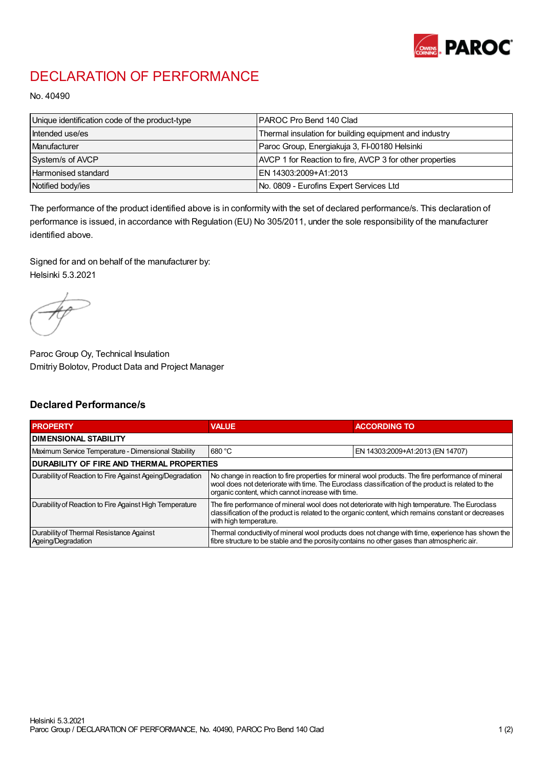# DECLARATION OF PERFORMANCE

No. 40490

| Unique identification code of the product-type | PAROC Pro Bend 140 Clad |
|---|---|
| Intended use/es | Thermal insulation for building equipment and industry |
| Manufacturer | Paroc Group, Energiakuja 3, FI-00180 Helsinki |
| System/s of AVCP | AVCP 1 for Reaction to fire, AVCP 3 for other properties |
| Harmonised standard | EN 14303:2009+A1:2013 |
| Notified body/ies | No. 0809 - Eurofins Expert Services Ltd |

The performance of the product identified above is in conformity with the set of declared performance/s. This declaration of performance is issued, in accordance with Regulation (EU) No 305/2011, under the sole responsibility of the manufacturer identified above.

Signed for and on behalf of the manufacturer by:
Helsinki 5.3.2021

Paroc Group Oy, Technical Insulation
Dmitriy Bolotov, Product Data and Project Manager

## Declared Performance/s

| PROPERTY | VALUE | ACCORDING TO |
|---|---|---|
| **DIMENSIONAL STABILITY** | | |
| Maximum Service Temperature - Dimensional Stability | 680 °C | EN 14303:2009+A1:2013 (EN 14707) |
| **DURABILITY OF FIRE AND THERMAL PROPERTIES** | | |
| Durability of Reaction to Fire Against Ageing/Degradation | No change in reaction to fire properties for mineral wool products. The fire performance of mineral wool does not deteriorate with time. The Euroclass classification of the product is related to the organic content, which cannot increase with time. | |
| Durability of Reaction to Fire Against High Temperature | The fire performance of mineral wool does not deteriorate with high temperature. The Euroclass classification of the product is related to the organic content, which remains constant or decreases with high temperature. | |
| Durability of Thermal Resistance Against Ageing/Degradation | Thermal conductivity of mineral wool products does not change with time, experience has shown the fibre structure to be stable and the porosity contains no other gases than atmospheric air. | |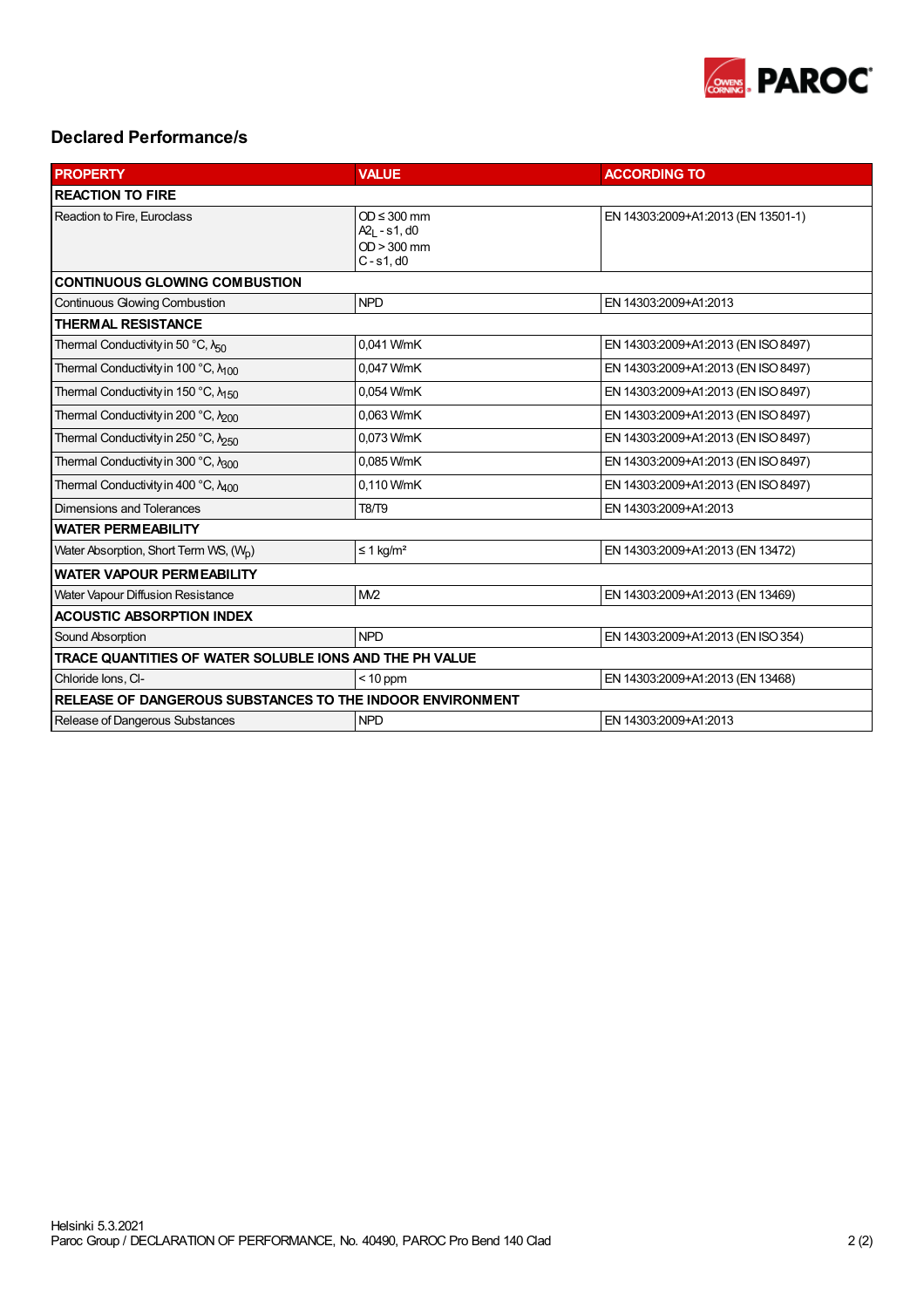## Declared Performance/s

| PROPERTY | VALUE | ACCORDING TO |
|---|---|---|
| **REACTION TO FIRE** | | |
| Reaction to Fire, Euroclass | OD ≤ 300 mm<br>$A2_L$ - s1, d0<br>OD > 300 mm<br>C - s1, d0 | EN 14303:2009+A1:2013 (EN 13501-1) |
| **CONTINUOUS GLOWING COMBUSTION** | | |
| Continuous Glowing Combustion | NPD | EN 14303:2009+A1:2013 |
| **THERMAL RESISTANCE** | | |
| Thermal Conductivity in 50 °C, $\lambda_{50}$ | 0,041 W/mK | EN 14303:2009+A1:2013 (EN ISO 8497) |
| Thermal Conductivity in 100 °C, $\lambda_{100}$ | 0,047 W/mK | EN 14303:2009+A1:2013 (EN ISO 8497) |
| Thermal Conductivity in 150 °C, $\lambda_{150}$ | 0,054 W/mK | EN 14303:2009+A1:2013 (EN ISO 8497) |
| Thermal Conductivity in 200 °C, $\lambda_{200}$ | 0,063 W/mK | EN 14303:2009+A1:2013 (EN ISO 8497) |
| Thermal Conductivity in 250 °C, $\lambda_{250}$ | 0,073 W/mK | EN 14303:2009+A1:2013 (EN ISO 8497) |
| Thermal Conductivity in 300 °C, $\lambda_{300}$ | 0,085 W/mK | EN 14303:2009+A1:2013 (EN ISO 8497) |
| Thermal Conductivity in 400 °C, $\lambda_{400}$ | 0,110 W/mK | EN 14303:2009+A1:2013 (EN ISO 8497) |
| Dimensions and Tolerances | T8/T9 | EN 14303:2009+A1:2013 |
| **WATER PERMEABILITY** | | |
| Water Absorption, Short Term WS, ($W_p$) | ≤ 1 kg/m² | EN 14303:2009+A1:2013 (EN 13472) |
| **WATER VAPOUR PERMEABILITY** | | |
| Water Vapour Diffusion Resistance | MV2 | EN 14303:2009+A1:2013 (EN 13469) |
| **ACOUSTIC ABSORPTION INDEX** | | |
| Sound Absorption | NPD | EN 14303:2009+A1:2013 (EN ISO 354) |
| **TRACE QUANTITIES OF WATER SOLUBLE IONS AND THE PH VALUE** | | |
| Chloride Ions, Cl- | < 10 ppm | EN 14303:2009+A1:2013 (EN 13468) |
| **RELEASE OF DANGEROUS SUBSTANCES TO THE INDOOR ENVIRONMENT** | | |
| Release of Dangerous Substances | NPD | EN 14303:2009+A1:2013 |

Helsinki 5.3.2021
Paroc Group / DECLARATION OF PERFORMANCE, No. 40490, PAROC Pro Bend 140 Clad